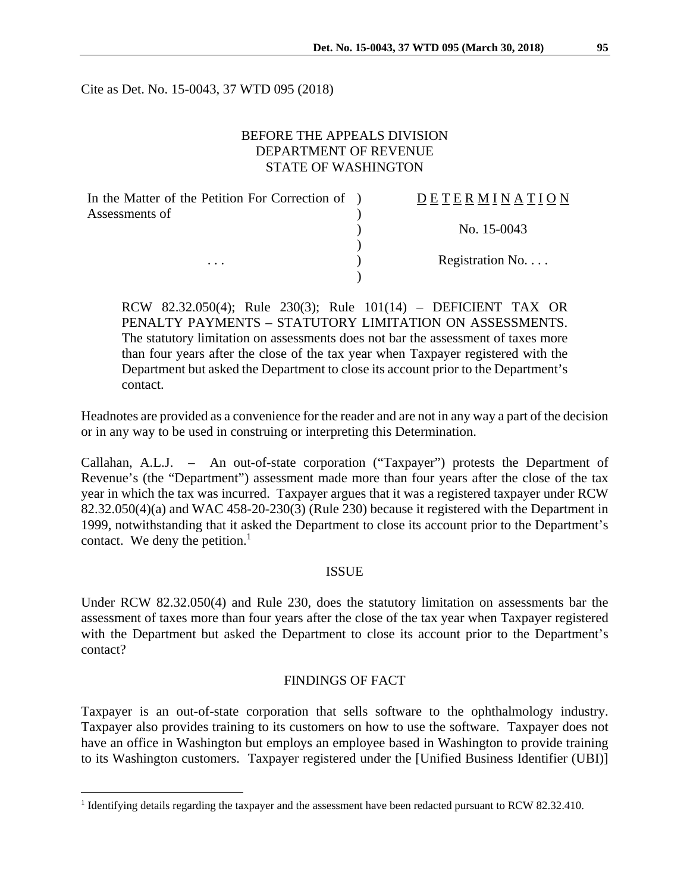Cite as Det. No. 15-0043, 37 WTD 095 (2018)

BEFORE THE APPEALS DIVISION
DEPARTMENT OF REVENUE
STATE OF WASHINGTON

| In the Matter of the Petition For Correction of Assessments of | ) | DETERMINATION |
|---|---|---|
| | ) | |
| | ) | No. 15-0043 |
| | ) | |
| . . . | ) | Registration No. . . . |
| | ) | |

RCW 82.32.050(4); Rule 230(3); Rule 101(14) – DEFICIENT TAX OR PENALTY PAYMENTS – STATUTORY LIMITATION ON ASSESSMENTS. The statutory limitation on assessments does not bar the assessment of taxes more than four years after the close of the tax year when Taxpayer registered with the Department but asked the Department to close its account prior to the Department's contact.

Headnotes are provided as a convenience for the reader and are not in any way a part of the decision or in any way to be used in construing or interpreting this Determination.

Callahan, A.L.J. – An out-of-state corporation ("Taxpayer") protests the Department of Revenue's (the "Department") assessment made more than four years after the close of the tax year in which the tax was incurred. Taxpayer argues that it was a registered taxpayer under RCW 82.32.050(4)(a) and WAC 458-20-230(3) (Rule 230) because it registered with the Department in 1999, notwithstanding that it asked the Department to close its account prior to the Department's contact. We deny the petition.[1]

## ISSUE

Under RCW 82.32.050(4) and Rule 230, does the statutory limitation on assessments bar the assessment of taxes more than four years after the close of the tax year when Taxpayer registered with the Department but asked the Department to close its account prior to the Department's contact?

## FINDINGS OF FACT

Taxpayer is an out-of-state corporation that sells software to the ophthalmology industry. Taxpayer also provides training to its customers on how to use the software. Taxpayer does not have an office in Washington but employs an employee based in Washington to provide training to its Washington customers. Taxpayer registered under the [Unified Business Identifier (UBI)]

[1] Identifying details regarding the taxpayer and the assessment have been redacted pursuant to RCW 82.32.410.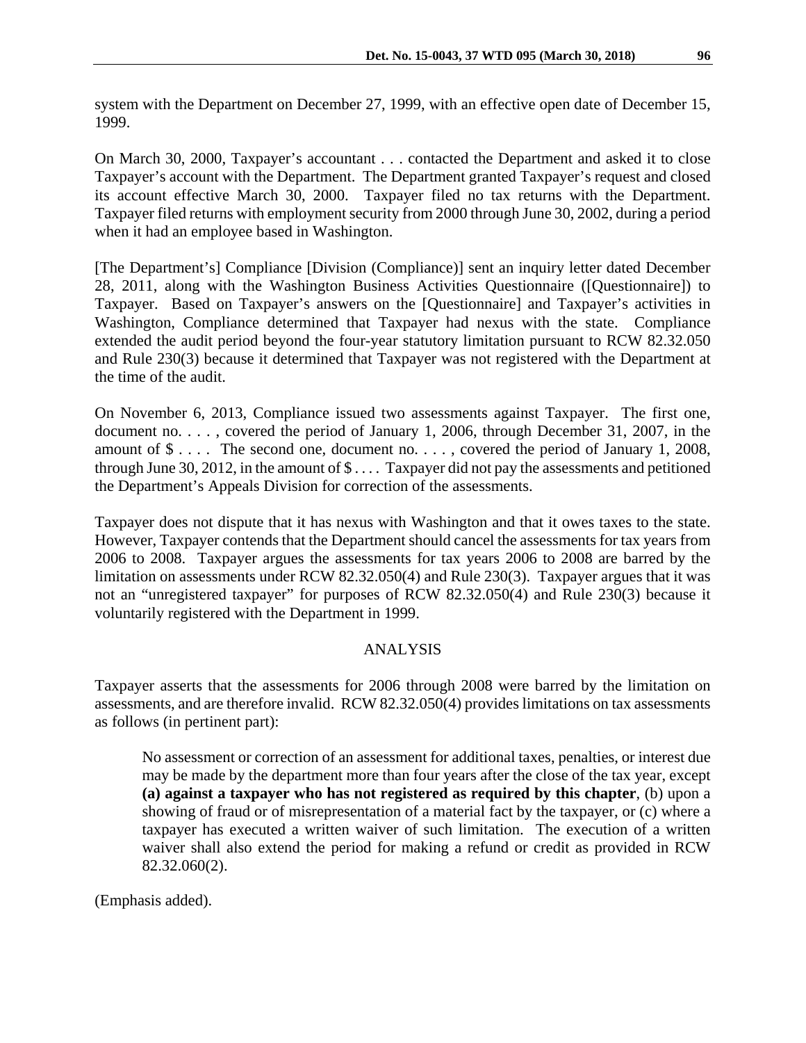system with the Department on December 27, 1999, with an effective open date of December 15, 1999.

On March 30, 2000, Taxpayer's accountant . . . contacted the Department and asked it to close Taxpayer's account with the Department. The Department granted Taxpayer's request and closed its account effective March 30, 2000. Taxpayer filed no tax returns with the Department. Taxpayer filed returns with employment security from 2000 through June 30, 2002, during a period when it had an employee based in Washington.

[The Department's] Compliance [Division (Compliance)] sent an inquiry letter dated December 28, 2011, along with the Washington Business Activities Questionnaire ([Questionnaire]) to Taxpayer. Based on Taxpayer's answers on the [Questionnaire] and Taxpayer's activities in Washington, Compliance determined that Taxpayer had nexus with the state. Compliance extended the audit period beyond the four-year statutory limitation pursuant to RCW 82.32.050 and Rule 230(3) because it determined that Taxpayer was not registered with the Department at the time of the audit.

On November 6, 2013, Compliance issued two assessments against Taxpayer. The first one, document no. . . . , covered the period of January 1, 2006, through December 31, 2007, in the amount of $ . . . . The second one, document no. . . . , covered the period of January 1, 2008, through June 30, 2012, in the amount of $ . . . . Taxpayer did not pay the assessments and petitioned the Department's Appeals Division for correction of the assessments.

Taxpayer does not dispute that it has nexus with Washington and that it owes taxes to the state. However, Taxpayer contends that the Department should cancel the assessments for tax years from 2006 to 2008. Taxpayer argues the assessments for tax years 2006 to 2008 are barred by the limitation on assessments under RCW 82.32.050(4) and Rule 230(3). Taxpayer argues that it was not an "unregistered taxpayer" for purposes of RCW 82.32.050(4) and Rule 230(3) because it voluntarily registered with the Department in 1999.

## ANALYSIS

Taxpayer asserts that the assessments for 2006 through 2008 were barred by the limitation on assessments, and are therefore invalid. RCW 82.32.050(4) provides limitations on tax assessments as follows (in pertinent part):

> No assessment or correction of an assessment for additional taxes, penalties, or interest due may be made by the department more than four years after the close of the tax year, except **(a) against a taxpayer who has not registered as required by this chapter**, (b) upon a showing of fraud or of misrepresentation of a material fact by the taxpayer, or (c) where a taxpayer has executed a written waiver of such limitation. The execution of a written waiver shall also extend the period for making a refund or credit as provided in RCW 82.32.060(2).

(Emphasis added).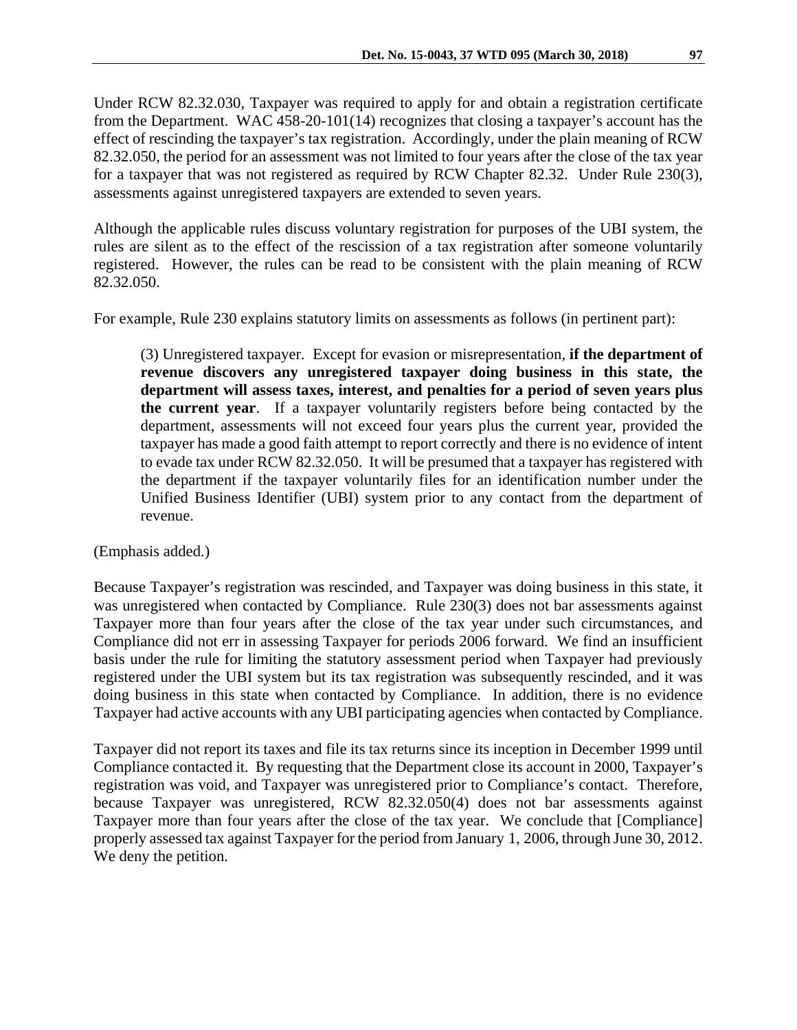Under RCW 82.32.030, Taxpayer was required to apply for and obtain a registration certificate from the Department. WAC 458-20-101(14) recognizes that closing a taxpayer's account has the effect of rescinding the taxpayer's tax registration. Accordingly, under the plain meaning of RCW 82.32.050, the period for an assessment was not limited to four years after the close of the tax year for a taxpayer that was not registered as required by RCW Chapter 82.32. Under Rule 230(3), assessments against unregistered taxpayers are extended to seven years.

Although the applicable rules discuss voluntary registration for purposes of the UBI system, the rules are silent as to the effect of the rescission of a tax registration after someone voluntarily registered. However, the rules can be read to be consistent with the plain meaning of RCW 82.32.050.

For example, Rule 230 explains statutory limits on assessments as follows (in pertinent part):

> (3) Unregistered taxpayer. Except for evasion or misrepresentation, **if the department of revenue discovers any unregistered taxpayer doing business in this state, the department will assess taxes, interest, and penalties for a period of seven years plus the current year**. If a taxpayer voluntarily registers before being contacted by the department, assessments will not exceed four years plus the current year, provided the taxpayer has made a good faith attempt to report correctly and there is no evidence of intent to evade tax under RCW 82.32.050. It will be presumed that a taxpayer has registered with the department if the taxpayer voluntarily files for an identification number under the Unified Business Identifier (UBI) system prior to any contact from the department of revenue.

(Emphasis added.)

Because Taxpayer's registration was rescinded, and Taxpayer was doing business in this state, it was unregistered when contacted by Compliance. Rule 230(3) does not bar assessments against Taxpayer more than four years after the close of the tax year under such circumstances, and Compliance did not err in assessing Taxpayer for periods 2006 forward. We find an insufficient basis under the rule for limiting the statutory assessment period when Taxpayer had previously registered under the UBI system but its tax registration was subsequently rescinded, and it was doing business in this state when contacted by Compliance. In addition, there is no evidence Taxpayer had active accounts with any UBI participating agencies when contacted by Compliance.

Taxpayer did not report its taxes and file its tax returns since its inception in December 1999 until Compliance contacted it. By requesting that the Department close its account in 2000, Taxpayer's registration was void, and Taxpayer was unregistered prior to Compliance's contact. Therefore, because Taxpayer was unregistered, RCW 82.32.050(4) does not bar assessments against Taxpayer more than four years after the close of the tax year. We conclude that [Compliance] properly assessed tax against Taxpayer for the period from January 1, 2006, through June 30, 2012. We deny the petition.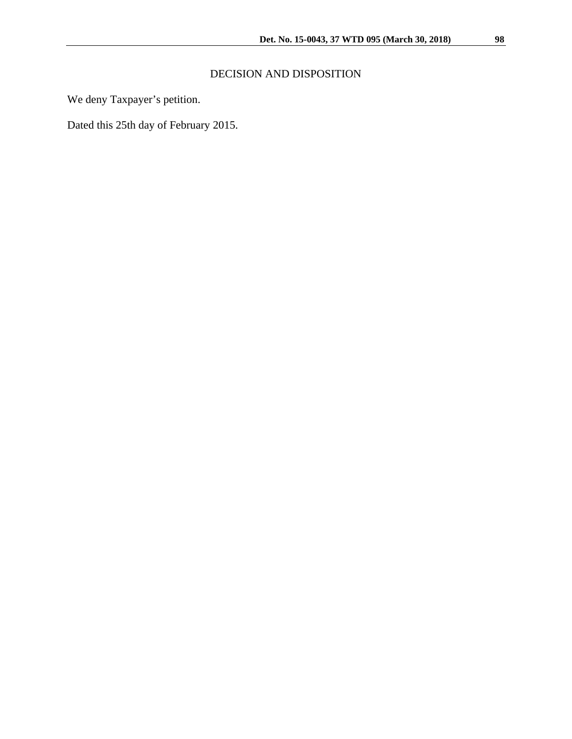## DECISION AND DISPOSITION

We deny Taxpayer's petition.

Dated this 25th day of February 2015.